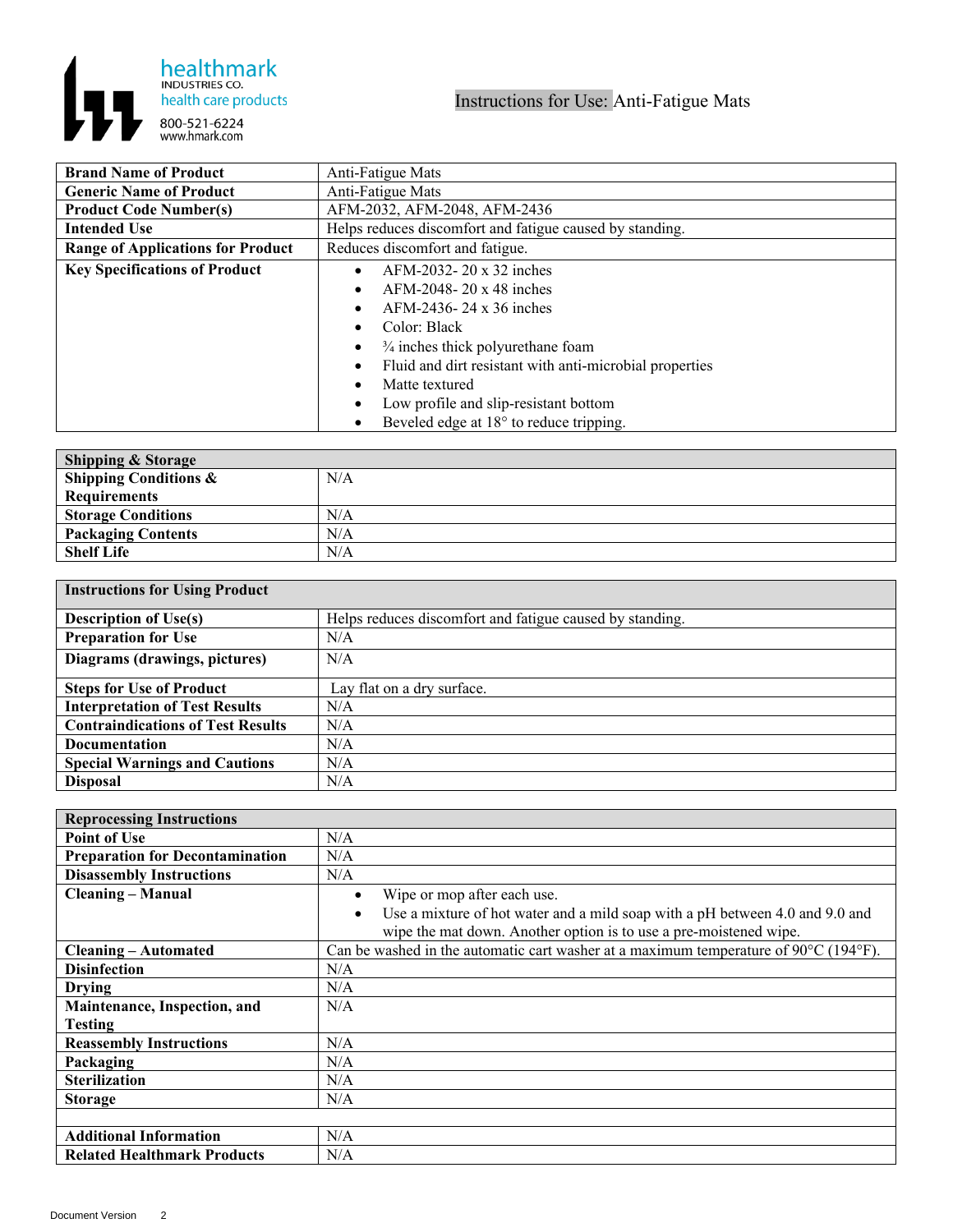healthmark
INDUSTRIES CO.
health care products
800-521-6224
www.hmark.com

# Instructions for Use: Anti-Fatigue Mats

| | |
|---|---|
| **Brand Name of Product** | Anti-Fatigue Mats |
| **Generic Name of Product** | Anti-Fatigue Mats |
| **Product Code Number(s)** | AFM-2032, AFM-2048, AFM-2436 |
| **Intended Use** | Helps reduces discomfort and fatigue caused by standing. |
| **Range of Applications for Product** | Reduces discomfort and fatigue. |
| **Key Specifications of Product** | • AFM-2032- 20 x 32 inches<br>• AFM-2048- 20 x 48 inches<br>• AFM-2436- 24 x 36 inches<br>• Color: Black<br>• ¾ inches thick polyurethane foam<br>• Fluid and dirt resistant with anti-microbial properties<br>• Matte textured<br>• Low profile and slip-resistant bottom<br>• Beveled edge at 18° to reduce tripping. |

| **Shipping & Storage** | |
|---|---|
| **Shipping Conditions & Requirements** | N/A |
| **Storage Conditions** | N/A |
| **Packaging Contents** | N/A |
| **Shelf Life** | N/A |

| **Instructions for Using Product** | |
|---|---|
| **Description of Use(s)** | Helps reduces discomfort and fatigue caused by standing. |
| **Preparation for Use** | N/A |
| **Diagrams (drawings, pictures)** | N/A |
| **Steps for Use of Product** | Lay flat on a dry surface. |
| **Interpretation of Test Results** | N/A |
| **Contraindications of Test Results** | N/A |
| **Documentation** | N/A |
| **Special Warnings and Cautions** | N/A |
| **Disposal** | N/A |

| **Reprocessing Instructions** | |
|---|---|
| **Point of Use** | N/A |
| **Preparation for Decontamination** | N/A |
| **Disassembly Instructions** | N/A |
| **Cleaning – Manual** | • Wipe or mop after each use.<br>• Use a mixture of hot water and a mild soap with a pH between 4.0 and 9.0 and wipe the mat down. Another option is to use a pre-moistened wipe. |
| **Cleaning – Automated** | Can be washed in the automatic cart washer at a maximum temperature of 90°C (194°F). |
| **Disinfection** | N/A |
| **Drying** | N/A |
| **Maintenance, Inspection, and Testing** | N/A |
| **Reassembly Instructions** | N/A |
| **Packaging** | N/A |
| **Sterilization** | N/A |
| **Storage** | N/A |
| | |
| **Additional Information** | N/A |
| **Related Healthmark Products** | N/A |

Document Version 2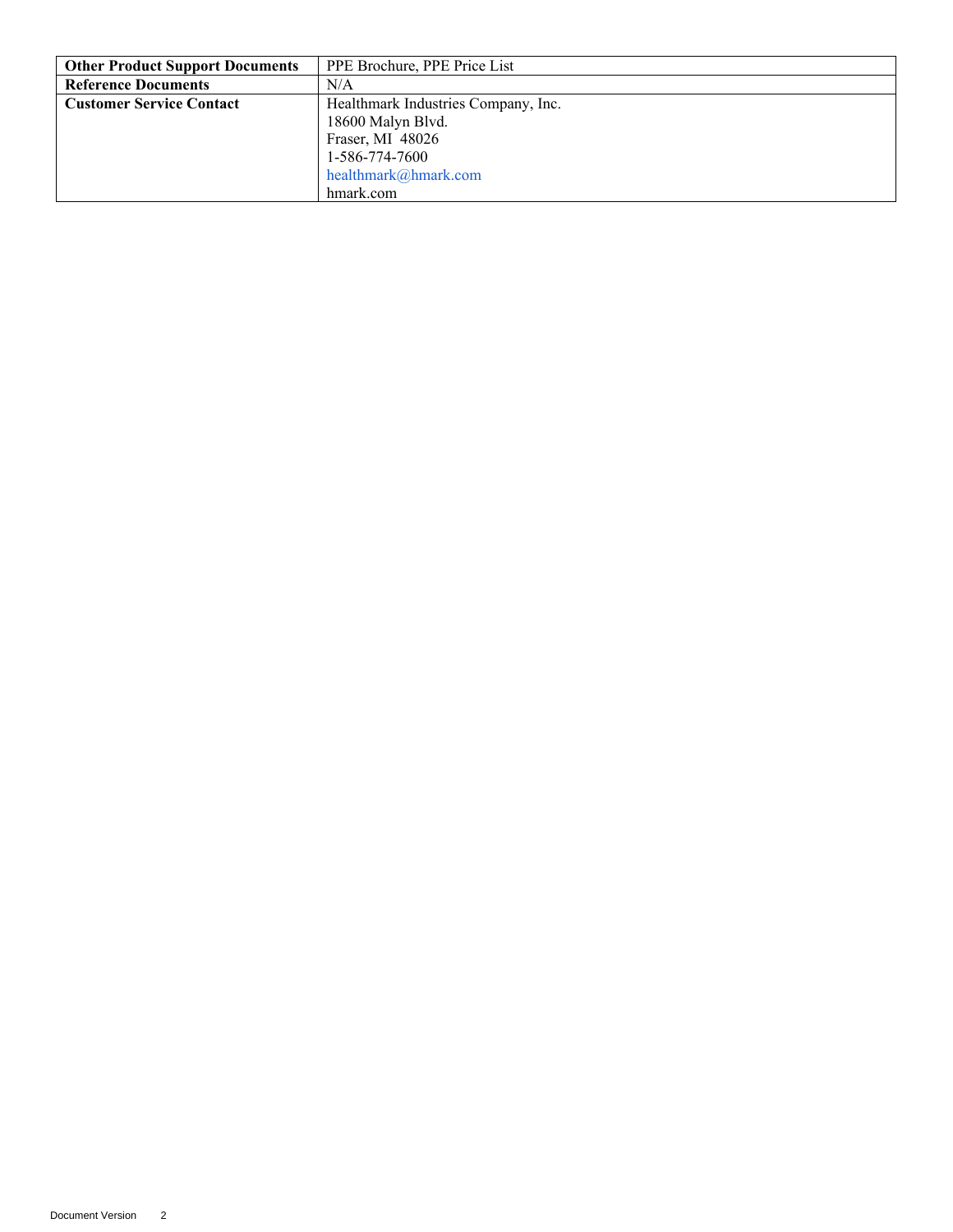| | |
|---|---|
| **Other Product Support Documents** | PPE Brochure, PPE Price List |
| **Reference Documents** | N/A |
| **Customer Service Contact** | Healthmark Industries Company, Inc.<br>18600 Malyn Blvd.<br>Fraser, MI 48026<br>1-586-774-7600<br>healthmark@hmark.com<br>hmark.com |